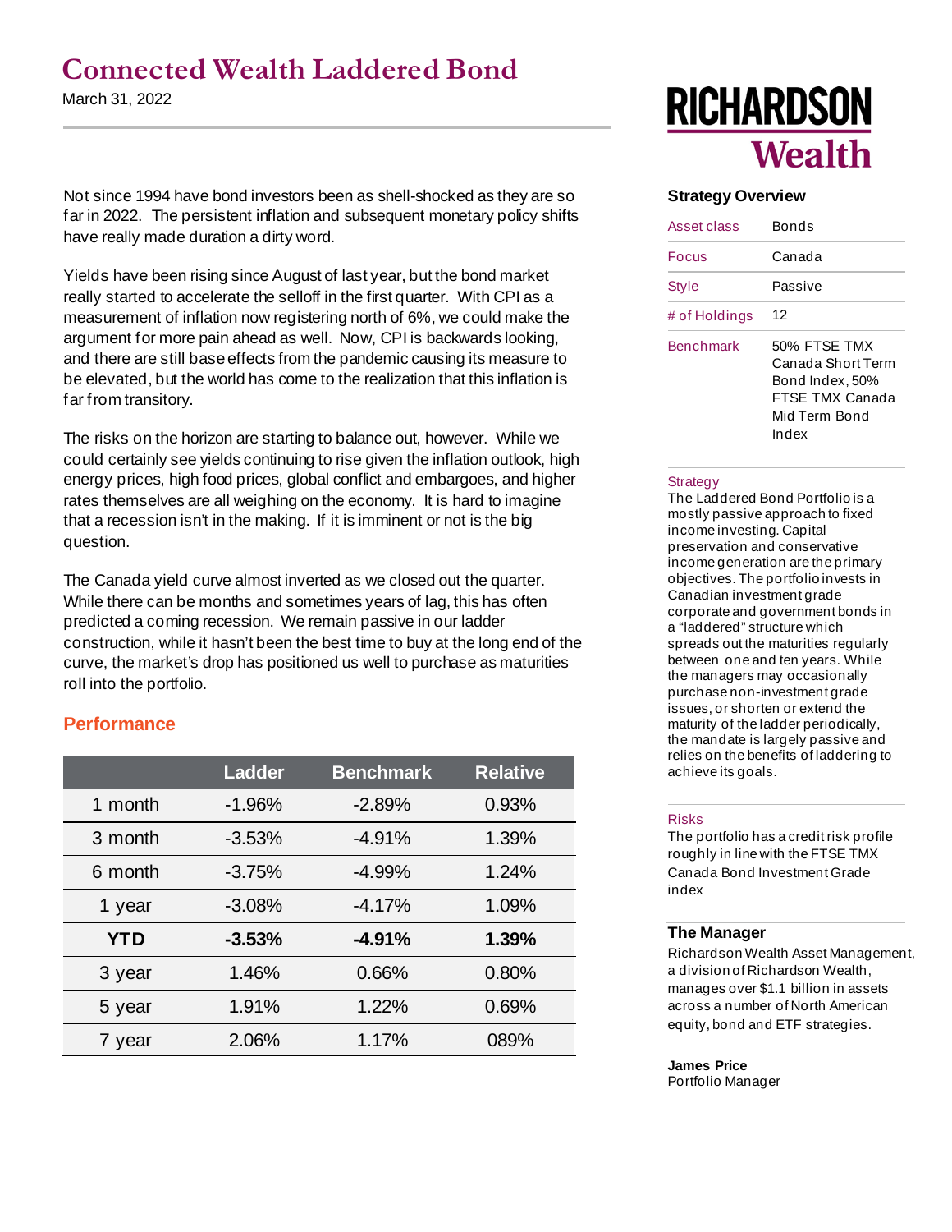# Connected Wealth Laddered Bond

March 31, 2022

Not since 1994 have bond investors been as shell-shocked as they are so far in 2022. The persistent inflation and subsequent monetary policy shifts have really made duration a dirty word.

Yields have been rising since August of last year, but the bond market really started to accelerate the selloff in the first quarter. With CPI as a measurement of inflation now registering north of 6%, we could make the argument for more pain ahead as well. Now, CPI is backwards looking, and there are still base effects from the pandemic causing its measure to be elevated, but the world has come to the realization that this inflation is far from transitory.

The risks on the horizon are starting to balance out, however. While we could certainly see yields continuing to rise given the inflation outlook, high energy prices, high food prices, global conflict and embargoes, and higher rates themselves are all weighing on the economy. It is hard to imagine that a recession isn't in the making. If it is imminent or not is the big question.

The Canada yield curve almost inverted as we closed out the quarter. While there can be months and sometimes years of lag, this has often predicted a coming recession. We remain passive in our ladder construction, while it hasn't been the best time to buy at the long end of the curve, the market's drop has positioned us well to purchase as maturities roll into the portfolio.

## Performance

| | Ladder | Benchmark | Relative |
|---|---|---|---|
| 1 month | -1.96% | -2.89% | 0.93% |
| 3 month | -3.53% | -4.91% | 1.39% |
| 6 month | -3.75% | -4.99% | 1.24% |
| 1 year | -3.08% | -4.17% | 1.09% |
| **YTD** | **-3.53%** | **-4.91%** | **1.39%** |
| 3 year | 1.46% | 0.66% | 0.80% |
| 5 year | 1.91% | 1.22% | 0.69% |
| 7 year | 2.06% | 1.17% | 089% |

RICHARDSON Wealth

### Strategy Overview

| | |
|---|---|
| Asset class | Bonds |
| Focus | Canada |
| Style | Passive |
| # of Holdings | 12 |
| Benchmark | 50% FTSE TMX Canada Short Term Bond Index, 50% FTSE TMX Canada Mid Term Bond Index |

**Strategy**

The Laddered Bond Portfolio is a mostly passive approach to fixed income investing. Capital preservation and conservative income generation are the primary objectives. The portfolio invests in Canadian investment grade corporate and government bonds in a "laddered" structure which spreads out the maturities regularly between one and ten years. While the managers may occasionally purchase non-investment grade issues, or shorten or extend the maturity of the ladder periodically, the mandate is largely passive and relies on the benefits of laddering to achieve its goals.

**Risks**

The portfolio has a credit risk profile roughly in line with the FTSE TMX Canada Bond Investment Grade index

### The Manager

Richardson Wealth Asset Management, a division of Richardson Wealth, manages over $1.1 billion in assets across a number of North American equity, bond and ETF strategies.

**James Price**
Portfolio Manager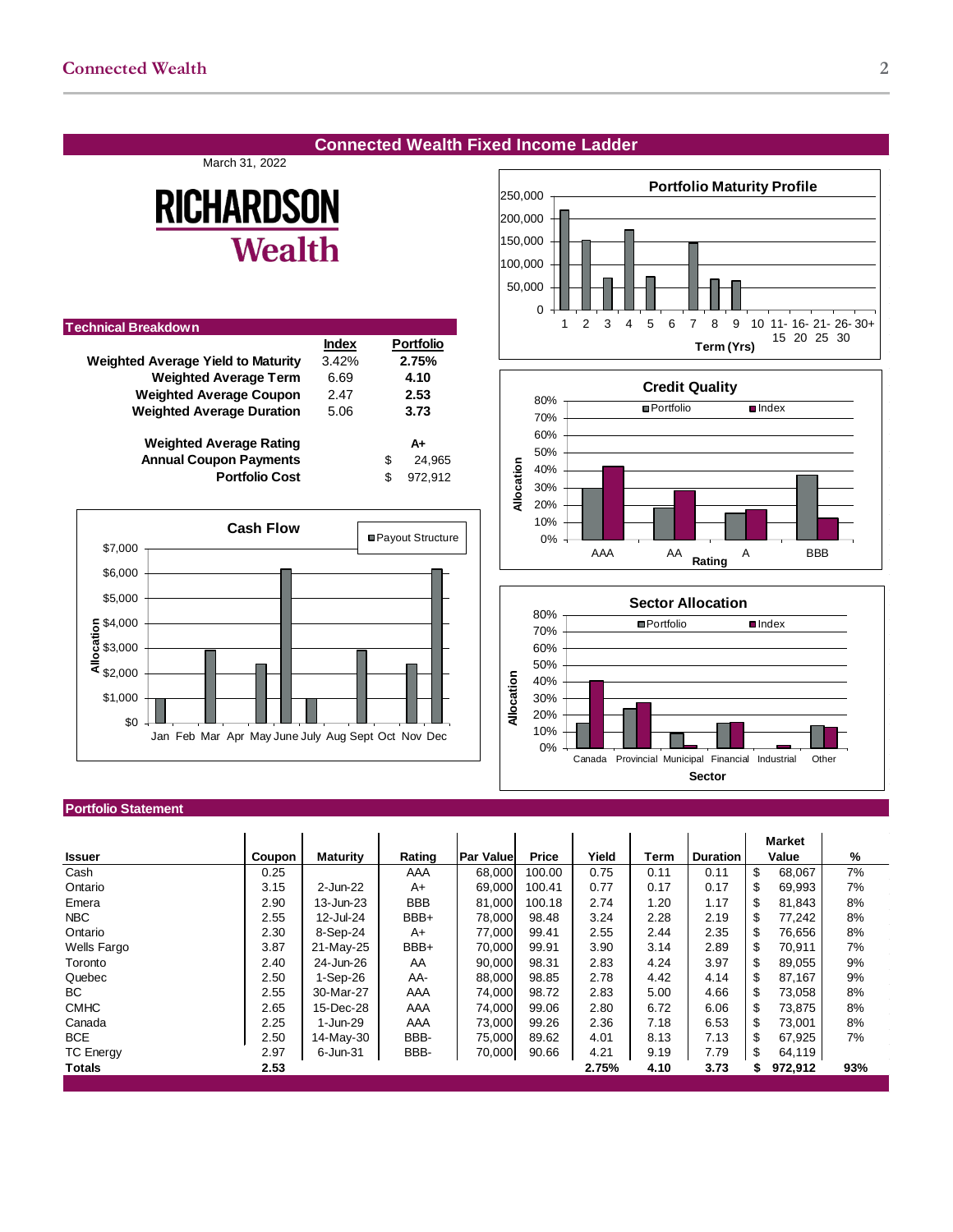## Connected Wealth Fixed Income Ladder

March 31, 2022

RICHARDSON Wealth

### Technical Breakdown

| | Index | Portfolio |
|---|---|---|
| **Weighted Average Yield to Maturity** | 3.42% | **2.75%** |
| **Weighted Average Term** | 6.69 | **4.10** |
| **Weighted Average Coupon** | 2.47 | **2.53** |
| **Weighted Average Duration** | 5.06 | **3.73** |
| | | |
| **Weighted Average Rating** | | **A+** |
| **Annual Coupon Payments** | | $ 24,965 |
| **Portfolio Cost** | | $ 972,912 |

**Portfolio Maturity Profile**

Term (Yrs): 1, 2, 3, 4, 5, 6, 7, 8, 9, 10, 11-15, 16-20, 21-25, 26-30, 30+

**Credit Quality**

Rating: AAA, AA, A, BBB (Portfolio / Index)

**Cash Flow**

Payout Structure: Jan, Feb, Mar, Apr, May, June, July, Aug, Sept, Oct, Nov, Dec

**Sector Allocation**

Sector: Canada, Provincial, Municipal, Financial, Industrial, Other (Portfolio / Index)

### Portfolio Statement

| Issuer | Coupon | Maturity | Rating | Par Value | Price | Yield | Term | Duration | Market Value | % |
|---|---|---|---|---|---|---|---|---|---|---|
| Cash | 0.25 | | AAA | 68,000 | 100.00 | 0.75 | 0.11 | 0.11 | $ 68,067 | 7% |
| Ontario | 3.15 | 2-Jun-22 | A+ | 69,000 | 100.41 | 0.77 | 0.17 | 0.17 | $ 69,993 | 7% |
| Emera | 2.90 | 13-Jun-23 | BBB | 81,000 | 100.18 | 2.74 | 1.20 | 1.17 | $ 81,843 | 8% |
| NBC | 2.55 | 12-Jul-24 | BBB+ | 78,000 | 98.48 | 3.24 | 2.28 | 2.19 | $ 77,242 | 8% |
| Ontario | 2.30 | 8-Sep-24 | A+ | 77,000 | 99.41 | 2.55 | 2.44 | 2.35 | $ 76,656 | 8% |
| Wells Fargo | 3.87 | 21-May-25 | BBB+ | 70,000 | 99.91 | 3.90 | 3.14 | 2.89 | $ 70,911 | 7% |
| Toronto | 2.40 | 24-Jun-26 | AA | 90,000 | 98.31 | 2.83 | 4.24 | 3.97 | $ 89,055 | 9% |
| Quebec | 2.50 | 1-Sep-26 | AA- | 88,000 | 98.85 | 2.78 | 4.42 | 4.14 | $ 87,167 | 9% |
| BC | 2.55 | 30-Mar-27 | AAA | 74,000 | 98.72 | 2.83 | 5.00 | 4.66 | $ 73,058 | 8% |
| CMHC | 2.65 | 15-Dec-28 | AAA | 74,000 | 99.06 | 2.80 | 6.72 | 6.06 | $ 73,875 | 8% |
| Canada | 2.25 | 1-Jun-29 | AAA | 73,000 | 99.26 | 2.36 | 7.18 | 6.53 | $ 73,001 | 8% |
| BCE | 2.50 | 14-May-30 | BBB- | 75,000 | 89.62 | 4.01 | 8.13 | 7.13 | $ 67,925 | 7% |
| TC Energy | 2.97 | 6-Jun-31 | BBB- | 70,000 | 90.66 | 4.21 | 9.19 | 7.79 | $ 64,119 | |
| **Totals** | **2.53** | | | | | **2.75%** | **4.10** | **3.73** | **$ 972,912** | **93%** |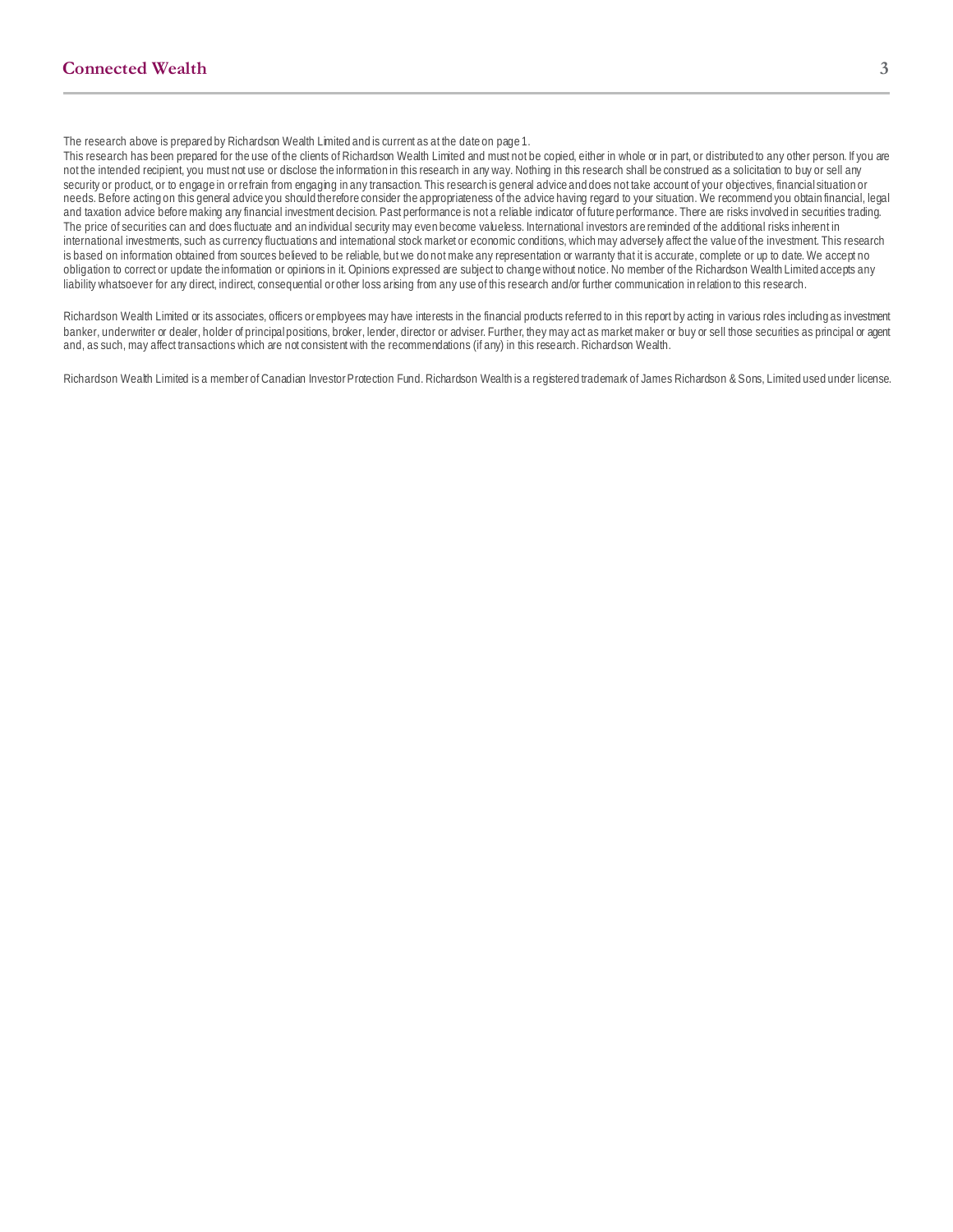The research above is prepared by Richardson Wealth Limited and is current as at the date on page 1.

This research has been prepared for the use of the clients of Richardson Wealth Limited and must not be copied, either in whole or in part, or distributed to any other person. If you are not the intended recipient, you must not use or disclose the information in this research in any way. Nothing in this research shall be construed as a solicitation to buy or sell any security or product, or to engage in or refrain from engaging in any transaction. This research is general advice and does not take account of your objectives, financial situation or needs. Before acting on this general advice you should therefore consider the appropriateness of the advice having regard to your situation. We recommend you obtain financial, legal and taxation advice before making any financial investment decision. Past performance is not a reliable indicator of future performance. There are risks involved in securities trading. The price of securities can and does fluctuate and an individual security may even become valueless. International investors are reminded of the additional risks inherent in international investments, such as currency fluctuations and international stock market or economic conditions, which may adversely affect the value of the investment. This research is based on information obtained from sources believed to be reliable, but we do not make any representation or warranty that it is accurate, complete or up to date. We accept no obligation to correct or update the information or opinions in it. Opinions expressed are subject to change without notice. No member of the Richardson Wealth Limited accepts any liability whatsoever for any direct, indirect, consequential or other loss arising from any use of this research and/or further communication in relation to this research.

Richardson Wealth Limited or its associates, officers or employees may have interests in the financial products referred to in this report by acting in various roles including as investment banker, underwriter or dealer, holder of principal positions, broker, lender, director or adviser. Further, they may act as market maker or buy or sell those securities as principal or agent and, as such, may affect transactions which are not consistent with the recommendations (if any) in this research. Richardson Wealth.

Richardson Wealth Limited is a member of Canadian Investor Protection Fund. Richardson Wealth is a registered trademark of James Richardson & Sons, Limited used under license.